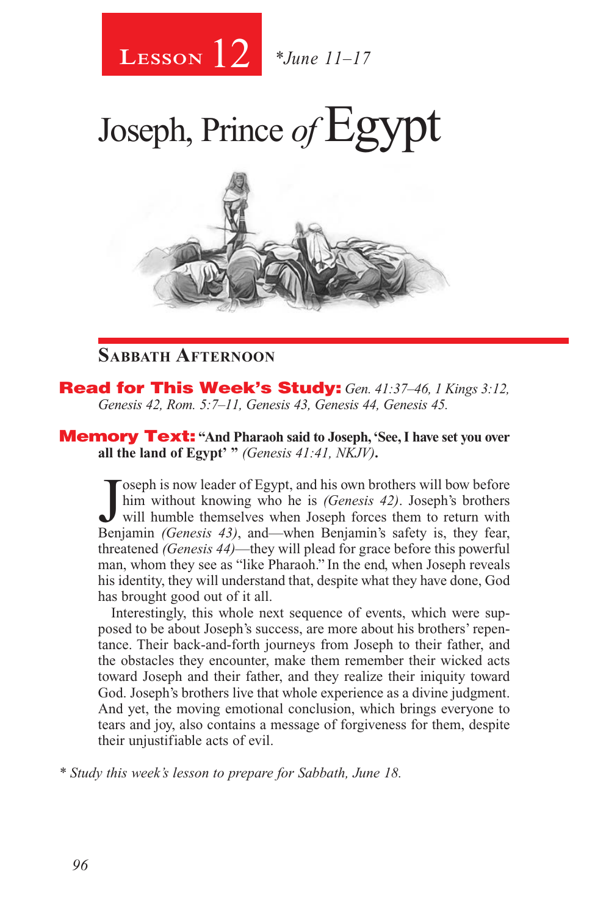# Lesson 12 *June 11–17

# Joseph, Prince of Egypt

## Sabbath Afternoon

**Read for This Week's Study:** *Gen. 41:37–46, 1 Kings 3:12, Genesis 42, Rom. 5:7–11, Genesis 43, Genesis 44, Genesis 45.*

**Memory Text:** **"And Pharaoh said to Joseph, 'See, I have set you over all the land of Egypt' "** *(Genesis 41:41, NKJV)***.**

Joseph is now leader of Egypt, and his own brothers will bow before him without knowing who he is *(Genesis 42)*. Joseph's brothers will humble themselves when Joseph forces them to return with Benjamin *(Genesis 43)*, and—when Benjamin's safety is, they fear, threatened *(Genesis 44)*—they will plead for grace before this powerful man, whom they see as "like Pharaoh." In the end, when Joseph reveals his identity, they will understand that, despite what they have done, God has brought good out of it all.

Interestingly, this whole next sequence of events, which were supposed to be about Joseph's success, are more about his brothers' repentance. Their back-and-forth journeys from Joseph to their father, and the obstacles they encounter, make them remember their wicked acts toward Joseph and their father, and they realize their iniquity toward God. Joseph's brothers live that whole experience as a divine judgment. And yet, the moving emotional conclusion, which brings everyone to tears and joy, also contains a message of forgiveness for them, despite their unjustifiable acts of evil.

*\* Study this week's lesson to prepare for Sabbath, June 18.*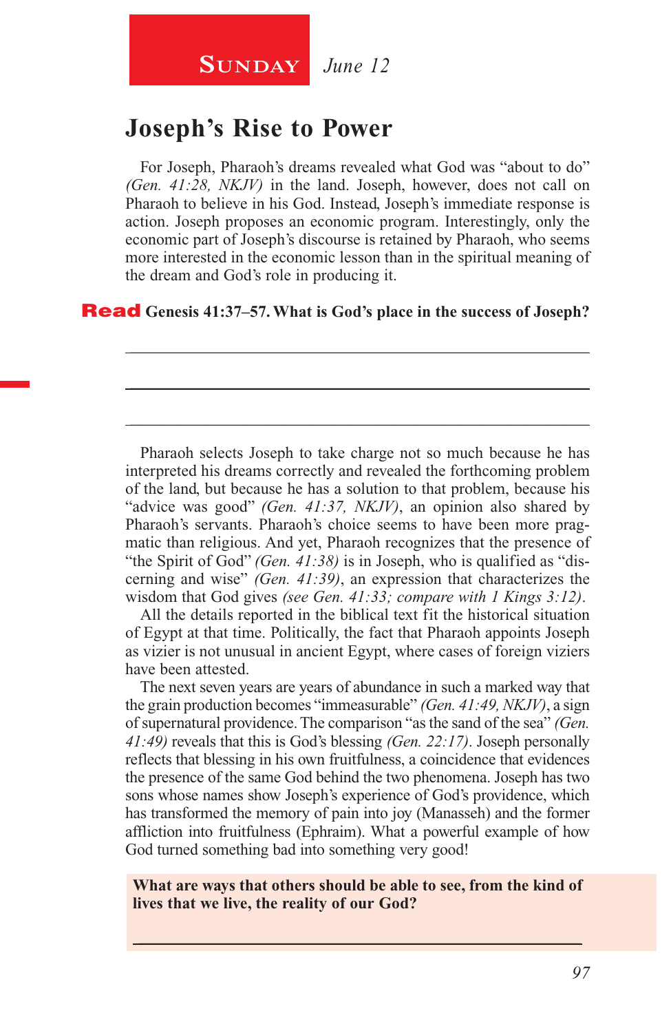**SUNDAY** *June 12*

# Joseph's Rise to Power

For Joseph, Pharaoh's dreams revealed what God was "about to do" *(Gen. 41:28, NKJV)* in the land. Joseph, however, does not call on Pharaoh to believe in his God. Instead, Joseph's immediate response is action. Joseph proposes an economic program. Interestingly, only the economic part of Joseph's discourse is retained by Pharaoh, who seems more interested in the economic lesson than in the spiritual meaning of the dream and God's role in producing it.

**Read Genesis 41:37–57. What is God's place in the success of Joseph?**

_______________________________________________

_______________________________________________

_______________________________________________

Pharaoh selects Joseph to take charge not so much because he has interpreted his dreams correctly and revealed the forthcoming problem of the land, but because he has a solution to that problem, because his "advice was good" *(Gen. 41:37, NKJV)*, an opinion also shared by Pharaoh's servants. Pharaoh's choice seems to have been more pragmatic than religious. And yet, Pharaoh recognizes that the presence of "the Spirit of God" *(Gen. 41:38)* is in Joseph, who is qualified as "discerning and wise" *(Gen. 41:39)*, an expression that characterizes the wisdom that God gives *(see Gen. 41:33; compare with 1 Kings 3:12)*.

All the details reported in the biblical text fit the historical situation of Egypt at that time. Politically, the fact that Pharaoh appoints Joseph as vizier is not unusual in ancient Egypt, where cases of foreign viziers have been attested.

The next seven years are years of abundance in such a marked way that the grain production becomes "immeasurable" *(Gen. 41:49, NKJV)*, a sign of supernatural providence. The comparison "as the sand of the sea" *(Gen. 41:49)* reveals that this is God's blessing *(Gen. 22:17)*. Joseph personally reflects that blessing in his own fruitfulness, a coincidence that evidences the presence of the same God behind the two phenomena. Joseph has two sons whose names show Joseph's experience of God's providence, which has transformed the memory of pain into joy (Manasseh) and the former affliction into fruitfulness (Ephraim). What a powerful example of how God turned something bad into something very good!

**What are ways that others should be able to see, from the kind of lives that we live, the reality of our God?**

_______________________________________________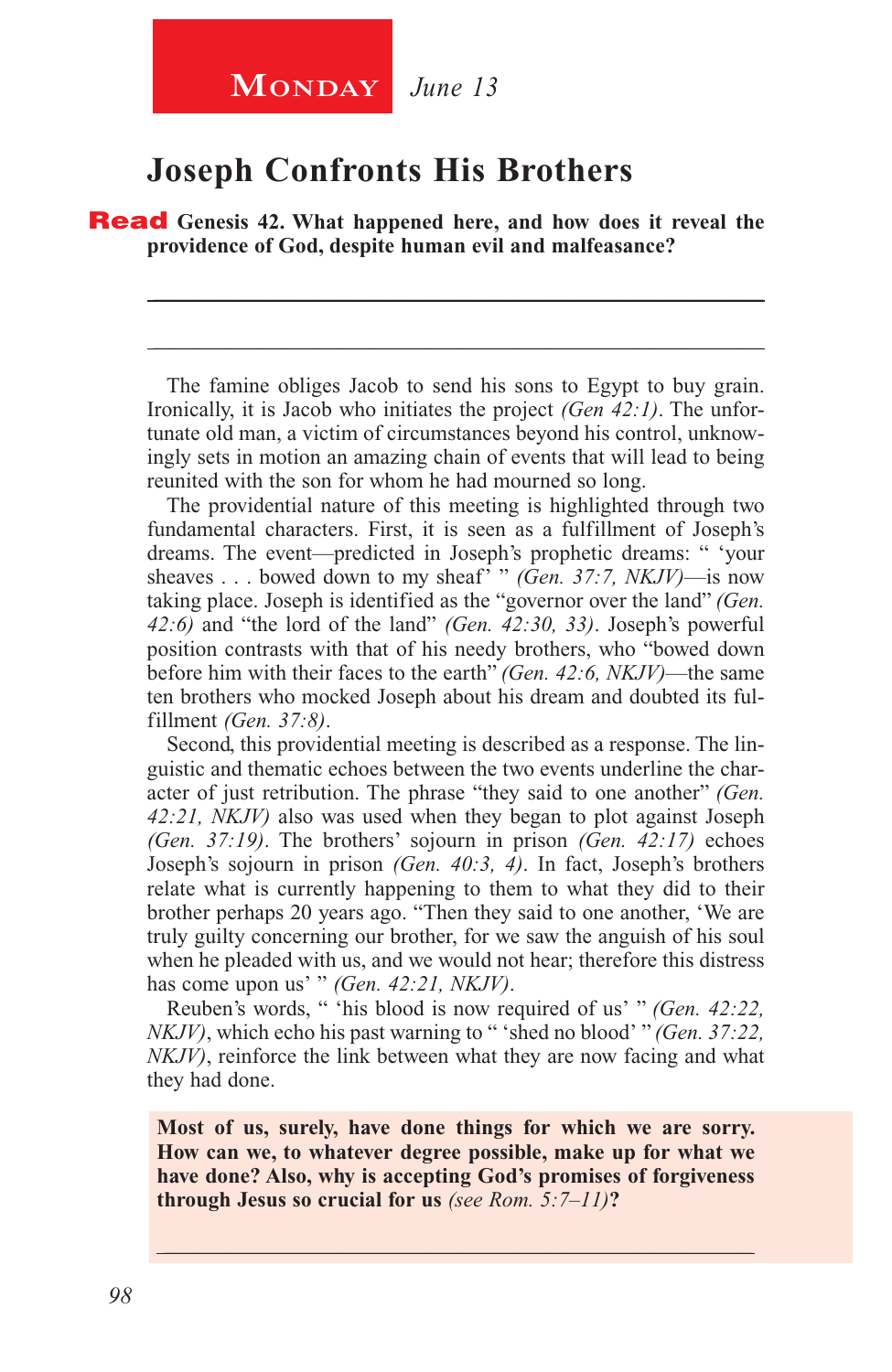**Monday** *June 13*

# Joseph Confronts His Brothers

**Read Genesis 42. What happened here, and how does it reveal the providence of God, despite human evil and malfeasance?**

_______________________________________________

_______________________________________________

The famine obliges Jacob to send his sons to Egypt to buy grain. Ironically, it is Jacob who initiates the project *(Gen 42:1)*. The unfortunate old man, a victim of circumstances beyond his control, unknowingly sets in motion an amazing chain of events that will lead to being reunited with the son for whom he had mourned so long.

The providential nature of this meeting is highlighted through two fundamental characters. First, it is seen as a fulfillment of Joseph's dreams. The event—predicted in Joseph's prophetic dreams: " 'your sheaves . . . bowed down to my sheaf' " *(Gen. 37:7, NKJV)*—is now taking place. Joseph is identified as the "governor over the land" *(Gen. 42:6)* and "the lord of the land" *(Gen. 42:30, 33)*. Joseph's powerful position contrasts with that of his needy brothers, who "bowed down before him with their faces to the earth" *(Gen. 42:6, NKJV)*—the same ten brothers who mocked Joseph about his dream and doubted its fulfillment *(Gen. 37:8)*.

Second, this providential meeting is described as a response. The linguistic and thematic echoes between the two events underline the character of just retribution. The phrase "they said to one another" *(Gen. 42:21, NKJV)* also was used when they began to plot against Joseph *(Gen. 37:19)*. The brothers' sojourn in prison *(Gen. 42:17)* echoes Joseph's sojourn in prison *(Gen. 40:3, 4)*. In fact, Joseph's brothers relate what is currently happening to them to what they did to their brother perhaps 20 years ago. "Then they said to one another, 'We are truly guilty concerning our brother, for we saw the anguish of his soul when he pleaded with us, and we would not hear; therefore this distress has come upon us' " *(Gen. 42:21, NKJV)*.

Reuben's words, " 'his blood is now required of us' " *(Gen. 42:22, NKJV)*, which echo his past warning to " 'shed no blood' " *(Gen. 37:22, NKJV)*, reinforce the link between what they are now facing and what they had done.

**Most of us, surely, have done things for which we are sorry. How can we, to whatever degree possible, make up for what we have done? Also, why is accepting God's promises of forgiveness through Jesus so crucial for us** *(see Rom. 5:7–11)***?**

_______________________________________________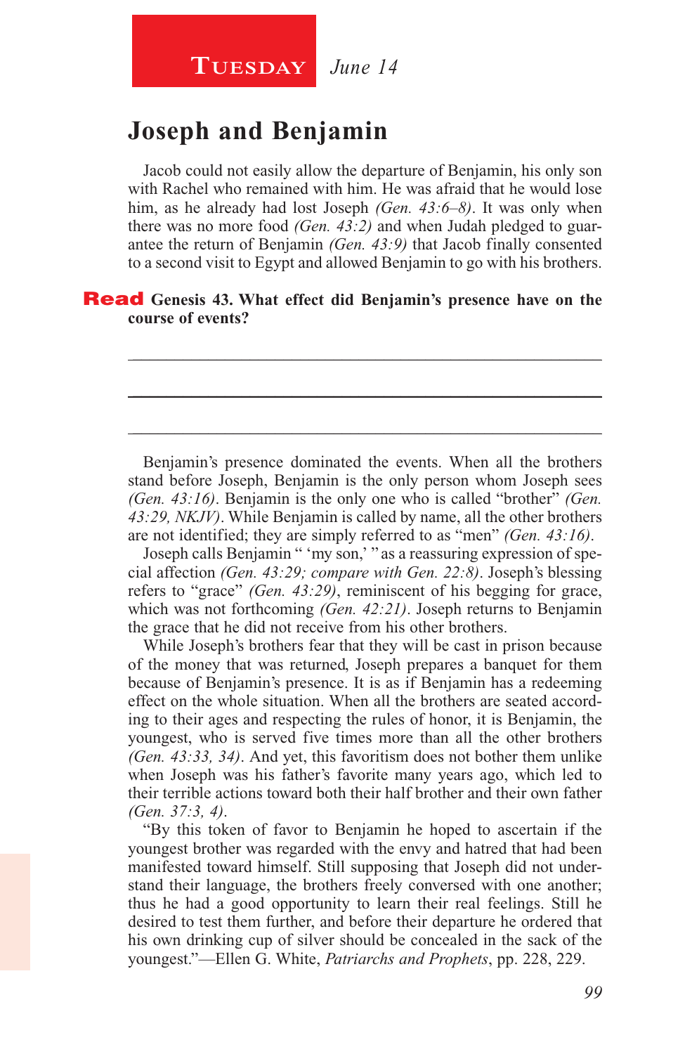**Tuesday** *June 14*

# Joseph and Benjamin

Jacob could not easily allow the departure of Benjamin, his only son with Rachel who remained with him. He was afraid that he would lose him, as he already had lost Joseph *(Gen. 43:6–8)*. It was only when there was no more food *(Gen. 43:2)* and when Judah pledged to guarantee the return of Benjamin *(Gen. 43:9)* that Jacob finally consented to a second visit to Egypt and allowed Benjamin to go with his brothers.

**Read Genesis 43. What effect did Benjamin's presence have on the course of events?**

_____________________________________________________________

_____________________________________________________________

_____________________________________________________________

Benjamin's presence dominated the events. When all the brothers stand before Joseph, Benjamin is the only person whom Joseph sees *(Gen. 43:16)*. Benjamin is the only one who is called "brother" *(Gen. 43:29, NKJV)*. While Benjamin is called by name, all the other brothers are not identified; they are simply referred to as "men" *(Gen. 43:16)*.

Joseph calls Benjamin " 'my son,' " as a reassuring expression of special affection *(Gen. 43:29; compare with Gen. 22:8)*. Joseph's blessing refers to "grace" *(Gen. 43:29)*, reminiscent of his begging for grace, which was not forthcoming *(Gen. 42:21)*. Joseph returns to Benjamin the grace that he did not receive from his other brothers.

While Joseph's brothers fear that they will be cast in prison because of the money that was returned, Joseph prepares a banquet for them because of Benjamin's presence. It is as if Benjamin has a redeeming effect on the whole situation. When all the brothers are seated according to their ages and respecting the rules of honor, it is Benjamin, the youngest, who is served five times more than all the other brothers *(Gen. 43:33, 34)*. And yet, this favoritism does not bother them unlike when Joseph was his father's favorite many years ago, which led to their terrible actions toward both their half brother and their own father *(Gen. 37:3, 4)*.

"By this token of favor to Benjamin he hoped to ascertain if the youngest brother was regarded with the envy and hatred that had been manifested toward himself. Still supposing that Joseph did not understand their language, the brothers freely conversed with one another; thus he had a good opportunity to learn their real feelings. Still he desired to test them further, and before their departure he ordered that his own drinking cup of silver should be concealed in the sack of the youngest."—Ellen G. White, *Patriarchs and Prophets*, pp. 228, 229.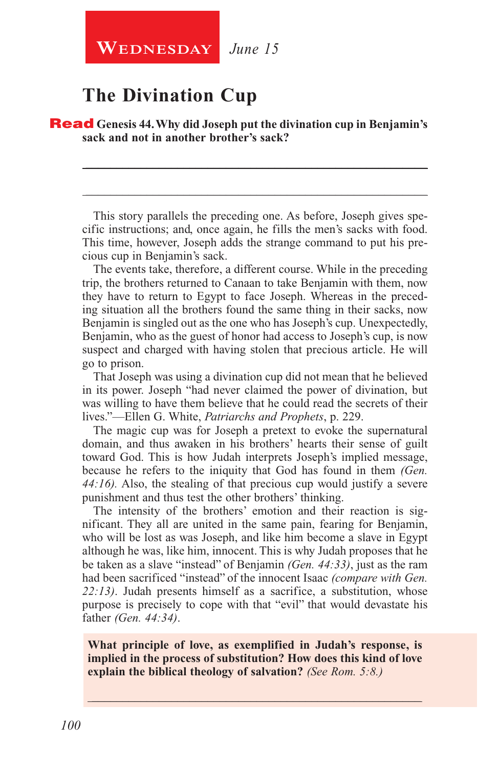**Wednesday** *June 15*

## The Divination Cup

**Read Genesis 44. Why did Joseph put the divination cup in Benjamin's sack and not in another brother's sack?**

______________________________________________________________

______________________________________________________________

This story parallels the preceding one. As before, Joseph gives specific instructions; and, once again, he fills the men's sacks with food. This time, however, Joseph adds the strange command to put his precious cup in Benjamin's sack.

The events take, therefore, a different course. While in the preceding trip, the brothers returned to Canaan to take Benjamin with them, now they have to return to Egypt to face Joseph. Whereas in the preceding situation all the brothers found the same thing in their sacks, now Benjamin is singled out as the one who has Joseph's cup. Unexpectedly, Benjamin, who as the guest of honor had access to Joseph's cup, is now suspect and charged with having stolen that precious article. He will go to prison.

That Joseph was using a divination cup did not mean that he believed in its power. Joseph "had never claimed the power of divination, but was willing to have them believe that he could read the secrets of their lives."—Ellen G. White, *Patriarchs and Prophets*, p. 229.

The magic cup was for Joseph a pretext to evoke the supernatural domain, and thus awaken in his brothers' hearts their sense of guilt toward God. This is how Judah interprets Joseph's implied message, because he refers to the iniquity that God has found in them *(Gen. 44:16)*. Also, the stealing of that precious cup would justify a severe punishment and thus test the other brothers' thinking.

The intensity of the brothers' emotion and their reaction is significant. They all are united in the same pain, fearing for Benjamin, who will be lost as was Joseph, and like him become a slave in Egypt although he was, like him, innocent. This is why Judah proposes that he be taken as a slave "instead" of Benjamin *(Gen. 44:33)*, just as the ram had been sacrificed "instead" of the innocent Isaac *(compare with Gen. 22:13)*. Judah presents himself as a sacrifice, a substitution, whose purpose is precisely to cope with that "evil" that would devastate his father *(Gen. 44:34)*.

**What principle of love, as exemplified in Judah's response, is implied in the process of substitution? How does this kind of love explain the biblical theology of salvation?** *(See Rom. 5:8.)*

______________________________________________________________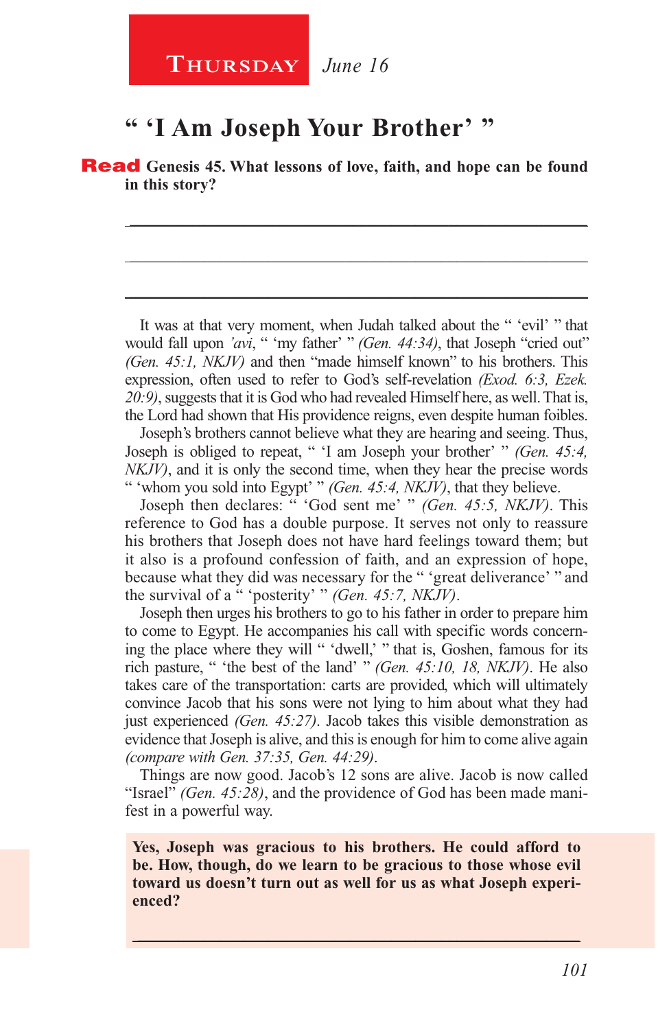**Thursday** *June 16*

## " 'I Am Joseph Your Brother' "

**Read Genesis 45. What lessons of love, faith, and hope can be found in this story?**

_____________________________________________

_____________________________________________

_____________________________________________

It was at that very moment, when Judah talked about the " 'evil' " that would fall upon *'avi*, " 'my father' " *(Gen. 44:34)*, that Joseph "cried out" *(Gen. 45:1, NKJV)* and then "made himself known" to his brothers. This expression, often used to refer to God's self-revelation *(Exod. 6:3, Ezek. 20:9)*, suggests that it is God who had revealed Himself here, as well. That is, the Lord had shown that His providence reigns, even despite human foibles.

Joseph's brothers cannot believe what they are hearing and seeing. Thus, Joseph is obliged to repeat, " 'I am Joseph your brother' " *(Gen. 45:4, NKJV)*, and it is only the second time, when they hear the precise words " 'whom you sold into Egypt' " *(Gen. 45:4, NKJV)*, that they believe.

Joseph then declares: " 'God sent me' " *(Gen. 45:5, NKJV)*. This reference to God has a double purpose. It serves not only to reassure his brothers that Joseph does not have hard feelings toward them; but it also is a profound confession of faith, and an expression of hope, because what they did was necessary for the " 'great deliverance' " and the survival of a " 'posterity' " *(Gen. 45:7, NKJV)*.

Joseph then urges his brothers to go to his father in order to prepare him to come to Egypt. He accompanies his call with specific words concerning the place where they will " 'dwell,' " that is, Goshen, famous for its rich pasture, " 'the best of the land' " *(Gen. 45:10, 18, NKJV)*. He also takes care of the transportation: carts are provided, which will ultimately convince Jacob that his sons were not lying to him about what they had just experienced *(Gen. 45:27)*. Jacob takes this visible demonstration as evidence that Joseph is alive, and this is enough for him to come alive again *(compare with Gen. 37:35, Gen. 44:29)*.

Things are now good. Jacob's 12 sons are alive. Jacob is now called "Israel" *(Gen. 45:28)*, and the providence of God has been made manifest in a powerful way.

**Yes, Joseph was gracious to his brothers. He could afford to be. How, though, do we learn to be gracious to those whose evil toward us doesn't turn out as well for us as what Joseph experienced?**

_____________________________________________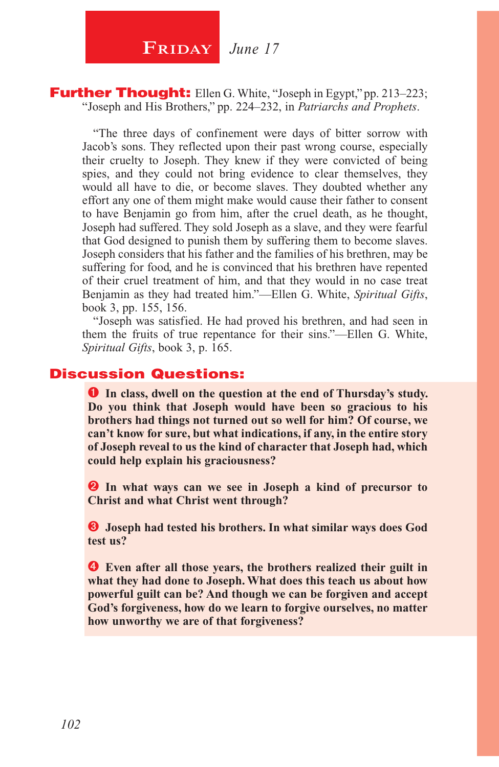# Friday *June 17*

**Further Thought:** Ellen G. White, "Joseph in Egypt," pp. 213–223; "Joseph and His Brothers," pp. 224–232, in *Patriarchs and Prophets*.

"The three days of confinement were days of bitter sorrow with Jacob's sons. They reflected upon their past wrong course, especially their cruelty to Joseph. They knew if they were convicted of being spies, and they could not bring evidence to clear themselves, they would all have to die, or become slaves. They doubted whether any effort any one of them might make would cause their father to consent to have Benjamin go from him, after the cruel death, as he thought, Joseph had suffered. They sold Joseph as a slave, and they were fearful that God designed to punish them by suffering them to become slaves. Joseph considers that his father and the families of his brethren, may be suffering for food, and he is convinced that his brethren have repented of their cruel treatment of him, and that they would in no case treat Benjamin as they had treated him."—Ellen G. White, *Spiritual Gifts*, book 3, pp. 155, 156.

"Joseph was satisfied. He had proved his brethren, and had seen in them the fruits of true repentance for their sins."—Ellen G. White, *Spiritual Gifts*, book 3, p. 165.

## Discussion Questions:

1. **In class, dwell on the question at the end of Thursday's study. Do you think that Joseph would have been so gracious to his brothers had things not turned out so well for him? Of course, we can't know for sure, but what indications, if any, in the entire story of Joseph reveal to us the kind of character that Joseph had, which could help explain his graciousness?**

2. **In what ways can we see in Joseph a kind of precursor to Christ and what Christ went through?**

3. **Joseph had tested his brothers. In what similar ways does God test us?**

4. **Even after all those years, the brothers realized their guilt in what they had done to Joseph. What does this teach us about how powerful guilt can be? And though we can be forgiven and accept God's forgiveness, how do we learn to forgive ourselves, no matter how unworthy we are of that forgiveness?**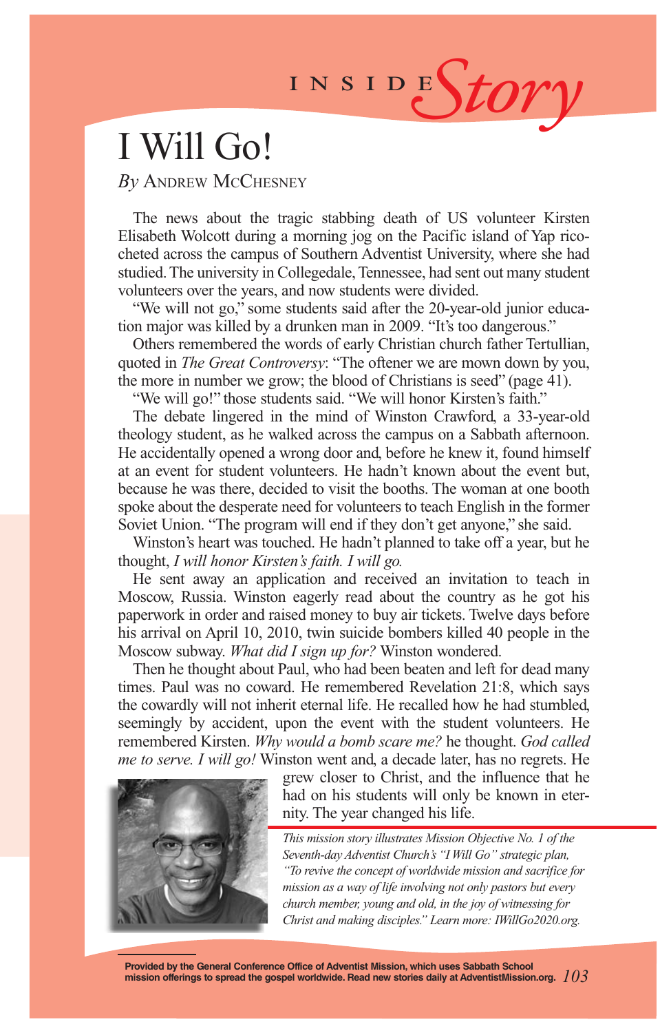INSIDE *Story*

# I Will Go!

*By* Andrew McChesney

The news about the tragic stabbing death of US volunteer Kirsten Elisabeth Wolcott during a morning jog on the Pacific island of Yap ricocheted across the campus of Southern Adventist University, where she had studied. The university in Collegedale, Tennessee, had sent out many student volunteers over the years, and now students were divided.

"We will not go," some students said after the 20-year-old junior education major was killed by a drunken man in 2009. "It's too dangerous."

Others remembered the words of early Christian church father Tertullian, quoted in *The Great Controversy*: "The oftener we are mown down by you, the more in number we grow; the blood of Christians is seed" (page 41).

"We will go!" those students said. "We will honor Kirsten's faith."

The debate lingered in the mind of Winston Crawford, a 33-year-old theology student, as he walked across the campus on a Sabbath afternoon. He accidentally opened a wrong door and, before he knew it, found himself at an event for student volunteers. He hadn't known about the event but, because he was there, decided to visit the booths. The woman at one booth spoke about the desperate need for volunteers to teach English in the former Soviet Union. "The program will end if they don't get anyone," she said.

Winston's heart was touched. He hadn't planned to take off a year, but he thought, *I will honor Kirsten's faith. I will go.*

He sent away an application and received an invitation to teach in Moscow, Russia. Winston eagerly read about the country as he got his paperwork in order and raised money to buy air tickets. Twelve days before his arrival on April 10, 2010, twin suicide bombers killed 40 people in the Moscow subway. *What did I sign up for?* Winston wondered.

Then he thought about Paul, who had been beaten and left for dead many times. Paul was no coward. He remembered Revelation 21:8, which says the cowardly will not inherit eternal life. He recalled how he had stumbled, seemingly by accident, upon the event with the student volunteers. He remembered Kirsten. *Why would a bomb scare me?* he thought. *God called me to serve. I will go!* Winston went and, a decade later, has no regrets. He grew closer to Christ, and the influence that he had on his students will only be known in eternity. The year changed his life.

*This mission story illustrates Mission Objective No. 1 of the Seventh-day Adventist Church's "I Will Go" strategic plan, "To revive the concept of worldwide mission and sacrifice for mission as a way of life involving not only pastors but every church member, young and old, in the joy of witnessing for Christ and making disciples." Learn more: IWillGo2020.org.*

**Provided by the General Conference Office of Adventist Mission, which uses Sabbath School mission offerings to spread the gospel worldwide. Read new stories daily at AdventistMission.org.**